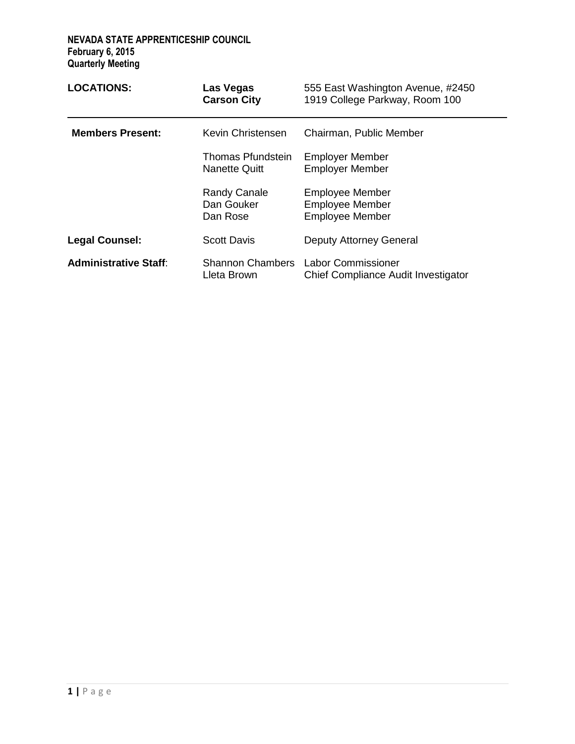**NEVADA STATE APPRENTICESHIP COUNCIL**
**February 6, 2015**
**Quarterly Meeting**

| **LOCATIONS:** | **Las Vegas** | 555 East Washington Avenue, #2450 |
|---|---|---|
| | **Carson City** | 1919 College Parkway, Room 100 |
| **Members Present:** | Kevin Christensen | Chairman, Public Member |
| | Thomas Pfundstein | Employer Member |
| | Nanette Quitt | Employer Member |
| | Randy Canale | Employee Member |
| | Dan Gouker | Employee Member |
| | Dan Rose | Employee Member |
| **Legal Counsel:** | Scott Davis | Deputy Attorney General |
| **Administrative Staff**: | Shannon Chambers | Labor Commissioner |
| | Lleta Brown | Chief Compliance Audit Investigator |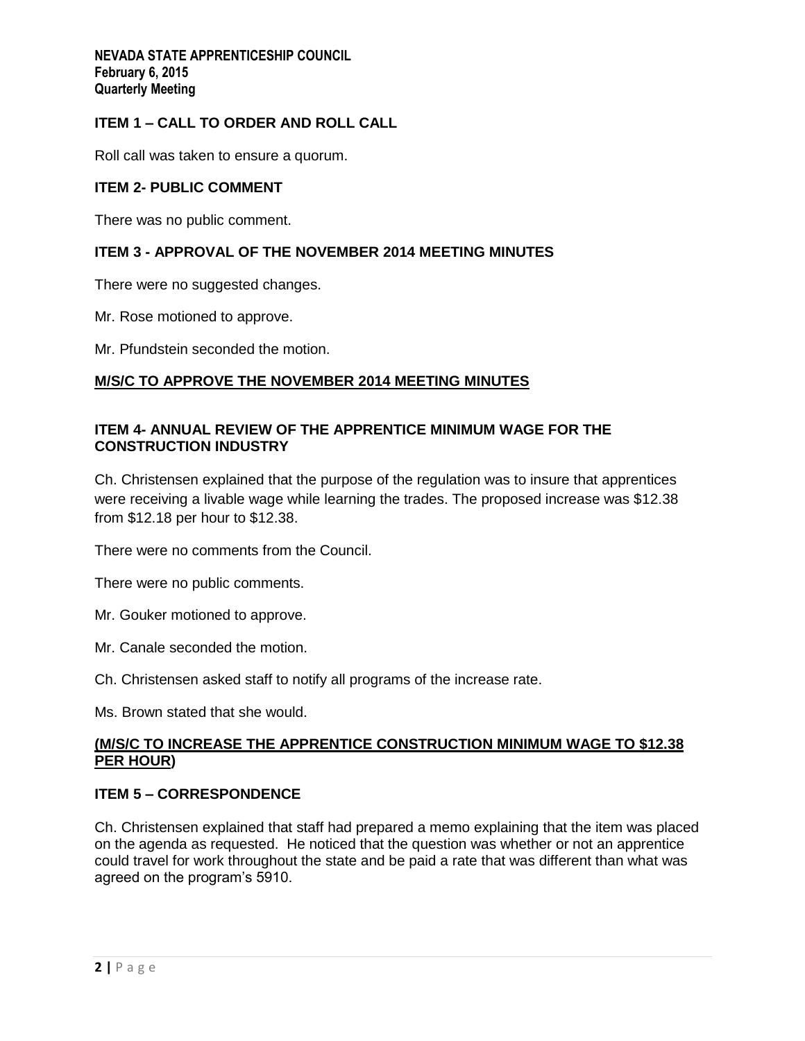**NEVADA STATE APPRENTICESHIP COUNCIL**
**February 6, 2015**
**Quarterly Meeting**

## ITEM 1 – CALL TO ORDER AND ROLL CALL

Roll call was taken to ensure a quorum.

## ITEM 2- PUBLIC COMMENT

There was no public comment.

## ITEM 3 - APPROVAL OF THE NOVEMBER 2014 MEETING MINUTES

There were no suggested changes.

Mr. Rose motioned to approve.

Mr. Pfundstein seconded the motion.

**M/S/C TO APPROVE THE NOVEMBER 2014 MEETING MINUTES**

## ITEM 4- ANNUAL REVIEW OF THE APPRENTICE MINIMUM WAGE FOR THE CONSTRUCTION INDUSTRY

Ch. Christensen explained that the purpose of the regulation was to insure that apprentices were receiving a livable wage while learning the trades. The proposed increase was $12.38 from $12.18 per hour to $12.38.

There were no comments from the Council.

There were no public comments.

Mr. Gouker motioned to approve.

Mr. Canale seconded the motion.

Ch. Christensen asked staff to notify all programs of the increase rate.

Ms. Brown stated that she would.

**(M/S/C TO INCREASE THE APPRENTICE CONSTRUCTION MINIMUM WAGE TO $12.38 PER HOUR)**

## ITEM 5 – CORRESPONDENCE

Ch. Christensen explained that staff had prepared a memo explaining that the item was placed on the agenda as requested. He noticed that the question was whether or not an apprentice could travel for work throughout the state and be paid a rate that was different than what was agreed on the program's 5910.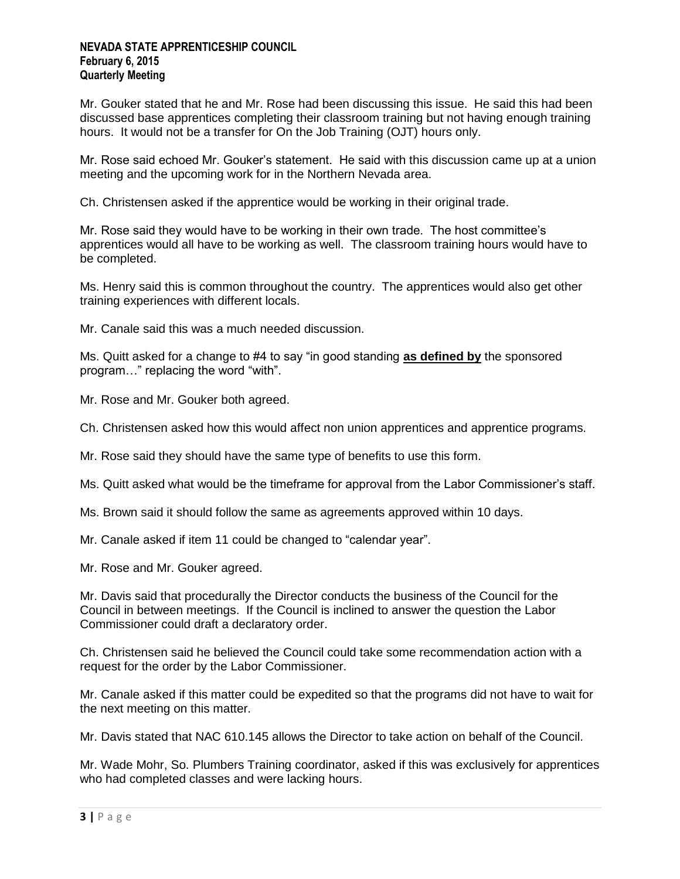Mr. Gouker stated that he and Mr. Rose had been discussing this issue. He said this had been discussed base apprentices completing their classroom training but not having enough training hours. It would not be a transfer for On the Job Training (OJT) hours only.

Mr. Rose said echoed Mr. Gouker's statement. He said with this discussion came up at a union meeting and the upcoming work for in the Northern Nevada area.

Ch. Christensen asked if the apprentice would be working in their original trade.

Mr. Rose said they would have to be working in their own trade. The host committee's apprentices would all have to be working as well. The classroom training hours would have to be completed.

Ms. Henry said this is common throughout the country. The apprentices would also get other training experiences with different locals.

Mr. Canale said this was a much needed discussion.

Ms. Quitt asked for a change to #4 to say "in good standing **as defined by** the sponsored program…" replacing the word "with".

Mr. Rose and Mr. Gouker both agreed.

Ch. Christensen asked how this would affect non union apprentices and apprentice programs.

Mr. Rose said they should have the same type of benefits to use this form.

Ms. Quitt asked what would be the timeframe for approval from the Labor Commissioner's staff.

Ms. Brown said it should follow the same as agreements approved within 10 days.

Mr. Canale asked if item 11 could be changed to "calendar year".

Mr. Rose and Mr. Gouker agreed.

Mr. Davis said that procedurally the Director conducts the business of the Council for the Council in between meetings. If the Council is inclined to answer the question the Labor Commissioner could draft a declaratory order.

Ch. Christensen said he believed the Council could take some recommendation action with a request for the order by the Labor Commissioner.

Mr. Canale asked if this matter could be expedited so that the programs did not have to wait for the next meeting on this matter.

Mr. Davis stated that NAC 610.145 allows the Director to take action on behalf of the Council.

Mr. Wade Mohr, So. Plumbers Training coordinator, asked if this was exclusively for apprentices who had completed classes and were lacking hours.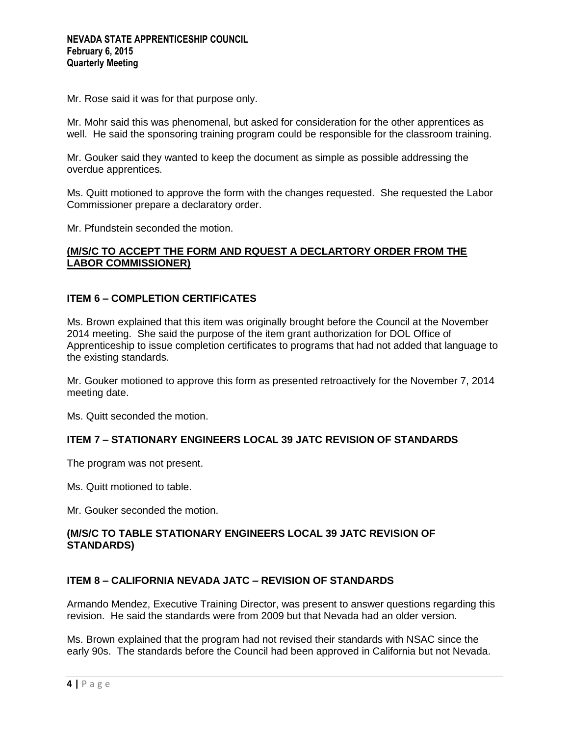Mr. Rose said it was for that purpose only.

Mr. Mohr said this was phenomenal, but asked for consideration for the other apprentices as well. He said the sponsoring training program could be responsible for the classroom training.

Mr. Gouker said they wanted to keep the document as simple as possible addressing the overdue apprentices.

Ms. Quitt motioned to approve the form with the changes requested. She requested the Labor Commissioner prepare a declaratory order.

Mr. Pfundstein seconded the motion.

**(M/S/C TO ACCEPT THE FORM AND RQUEST A DECLARTORY ORDER FROM THE LABOR COMMISSIONER)**

## ITEM 6 – COMPLETION CERTIFICATES

Ms. Brown explained that this item was originally brought before the Council at the November 2014 meeting. She said the purpose of the item grant authorization for DOL Office of Apprenticeship to issue completion certificates to programs that had not added that language to the existing standards.

Mr. Gouker motioned to approve this form as presented retroactively for the November 7, 2014 meeting date.

Ms. Quitt seconded the motion.

## ITEM 7 – STATIONARY ENGINEERS LOCAL 39 JATC REVISION OF STANDARDS

The program was not present.

Ms. Quitt motioned to table.

Mr. Gouker seconded the motion.

**(M/S/C TO TABLE STATIONARY ENGINEERS LOCAL 39 JATC REVISION OF STANDARDS)**

## ITEM 8 – CALIFORNIA NEVADA JATC – REVISION OF STANDARDS

Armando Mendez, Executive Training Director, was present to answer questions regarding this revision. He said the standards were from 2009 but that Nevada had an older version.

Ms. Brown explained that the program had not revised their standards with NSAC since the early 90s. The standards before the Council had been approved in California but not Nevada.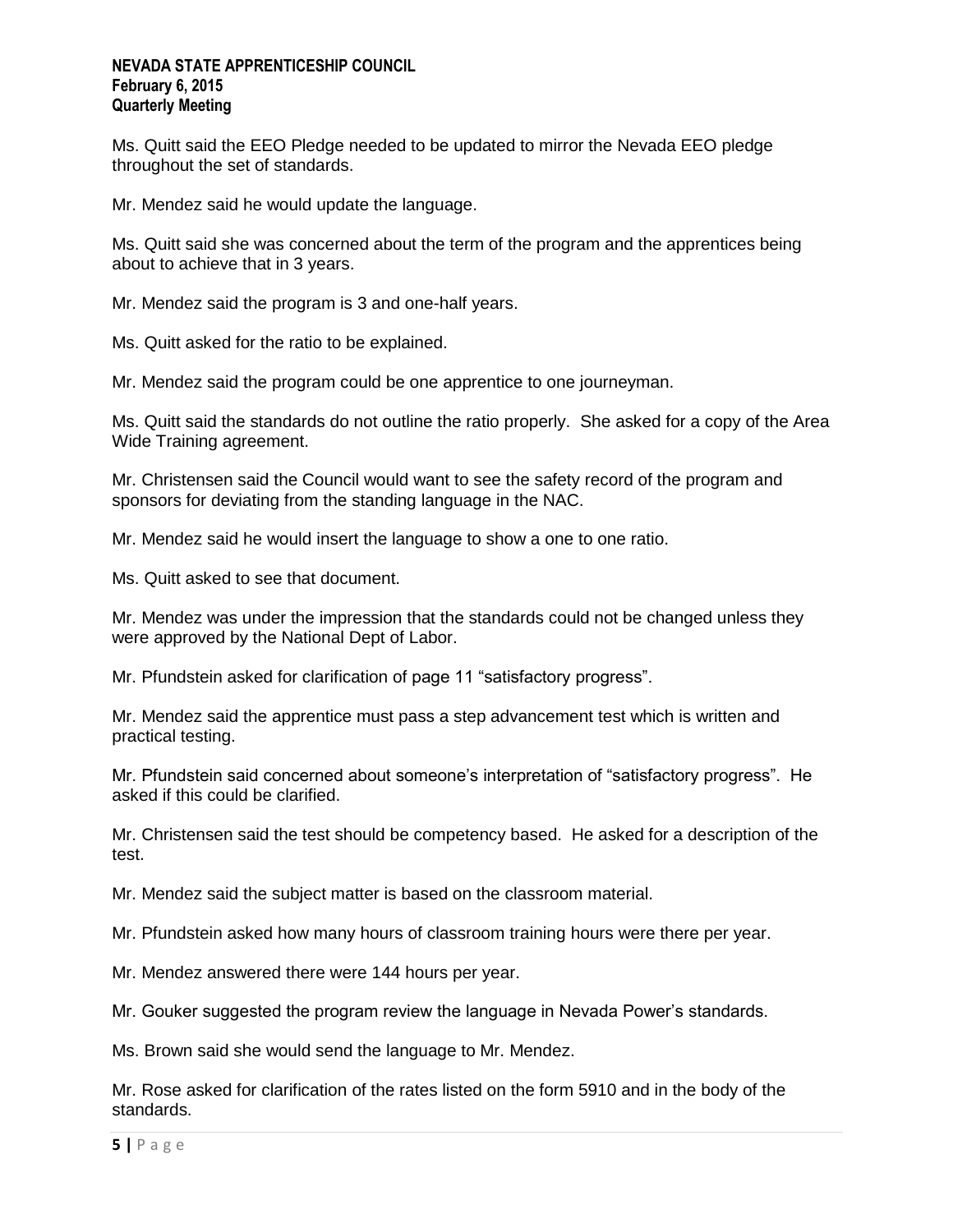Ms. Quitt said the EEO Pledge needed to be updated to mirror the Nevada EEO pledge throughout the set of standards.

Mr. Mendez said he would update the language.

Ms. Quitt said she was concerned about the term of the program and the apprentices being about to achieve that in 3 years.

Mr. Mendez said the program is 3 and one-half years.

Ms. Quitt asked for the ratio to be explained.

Mr. Mendez said the program could be one apprentice to one journeyman.

Ms. Quitt said the standards do not outline the ratio properly. She asked for a copy of the Area Wide Training agreement.

Mr. Christensen said the Council would want to see the safety record of the program and sponsors for deviating from the standing language in the NAC.

Mr. Mendez said he would insert the language to show a one to one ratio.

Ms. Quitt asked to see that document.

Mr. Mendez was under the impression that the standards could not be changed unless they were approved by the National Dept of Labor.

Mr. Pfundstein asked for clarification of page 11 "satisfactory progress".

Mr. Mendez said the apprentice must pass a step advancement test which is written and practical testing.

Mr. Pfundstein said concerned about someone's interpretation of "satisfactory progress". He asked if this could be clarified.

Mr. Christensen said the test should be competency based. He asked for a description of the test.

Mr. Mendez said the subject matter is based on the classroom material.

Mr. Pfundstein asked how many hours of classroom training hours were there per year.

Mr. Mendez answered there were 144 hours per year.

Mr. Gouker suggested the program review the language in Nevada Power's standards.

Ms. Brown said she would send the language to Mr. Mendez.

Mr. Rose asked for clarification of the rates listed on the form 5910 and in the body of the standards.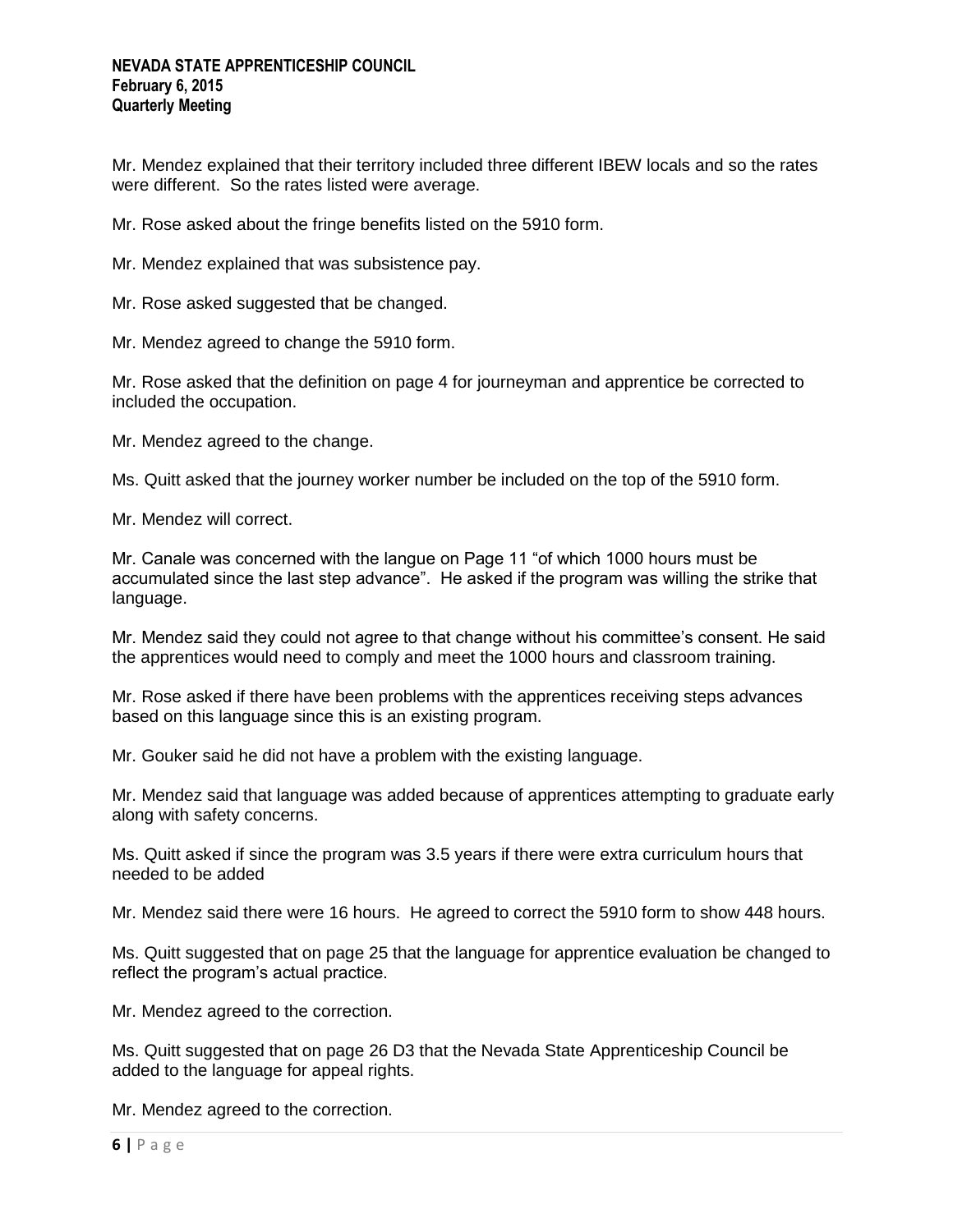Mr. Mendez explained that their territory included three different IBEW locals and so the rates were different. So the rates listed were average.

Mr. Rose asked about the fringe benefits listed on the 5910 form.

Mr. Mendez explained that was subsistence pay.

Mr. Rose asked suggested that be changed.

Mr. Mendez agreed to change the 5910 form.

Mr. Rose asked that the definition on page 4 for journeyman and apprentice be corrected to included the occupation.

Mr. Mendez agreed to the change.

Ms. Quitt asked that the journey worker number be included on the top of the 5910 form.

Mr. Mendez will correct.

Mr. Canale was concerned with the langue on Page 11 "of which 1000 hours must be accumulated since the last step advance". He asked if the program was willing the strike that language.

Mr. Mendez said they could not agree to that change without his committee's consent. He said the apprentices would need to comply and meet the 1000 hours and classroom training.

Mr. Rose asked if there have been problems with the apprentices receiving steps advances based on this language since this is an existing program.

Mr. Gouker said he did not have a problem with the existing language.

Mr. Mendez said that language was added because of apprentices attempting to graduate early along with safety concerns.

Ms. Quitt asked if since the program was 3.5 years if there were extra curriculum hours that needed to be added

Mr. Mendez said there were 16 hours. He agreed to correct the 5910 form to show 448 hours.

Ms. Quitt suggested that on page 25 that the language for apprentice evaluation be changed to reflect the program's actual practice.

Mr. Mendez agreed to the correction.

Ms. Quitt suggested that on page 26 D3 that the Nevada State Apprenticeship Council be added to the language for appeal rights.

Mr. Mendez agreed to the correction.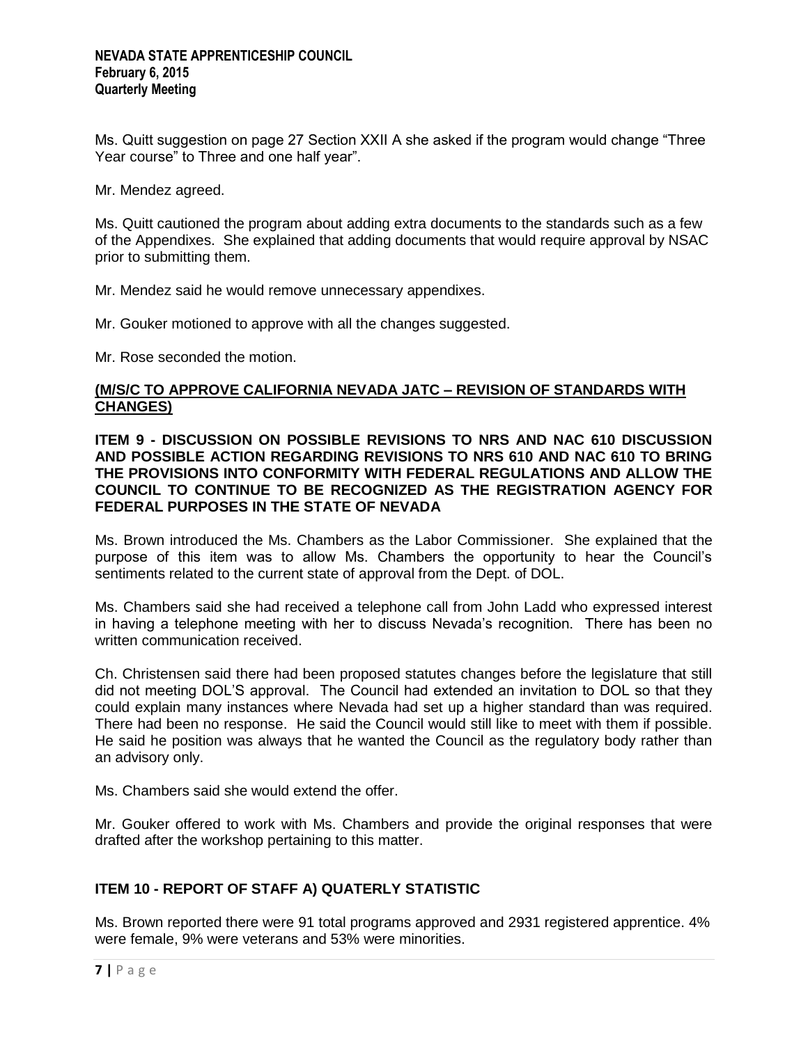Ms. Quitt suggestion on page 27 Section XXII A she asked if the program would change "Three Year course" to Three and one half year".

Mr. Mendez agreed.

Ms. Quitt cautioned the program about adding extra documents to the standards such as a few of the Appendixes. She explained that adding documents that would require approval by NSAC prior to submitting them.

Mr. Mendez said he would remove unnecessary appendixes.

Mr. Gouker motioned to approve with all the changes suggested.

Mr. Rose seconded the motion.

**(M/S/C TO APPROVE CALIFORNIA NEVADA JATC – REVISION OF STANDARDS WITH CHANGES)**

**ITEM 9 - DISCUSSION ON POSSIBLE REVISIONS TO NRS AND NAC 610 DISCUSSION AND POSSIBLE ACTION REGARDING REVISIONS TO NRS 610 AND NAC 610 TO BRING THE PROVISIONS INTO CONFORMITY WITH FEDERAL REGULATIONS AND ALLOW THE COUNCIL TO CONTINUE TO BE RECOGNIZED AS THE REGISTRATION AGENCY FOR FEDERAL PURPOSES IN THE STATE OF NEVADA**

Ms. Brown introduced the Ms. Chambers as the Labor Commissioner. She explained that the purpose of this item was to allow Ms. Chambers the opportunity to hear the Council's sentiments related to the current state of approval from the Dept. of DOL.

Ms. Chambers said she had received a telephone call from John Ladd who expressed interest in having a telephone meeting with her to discuss Nevada's recognition. There has been no written communication received.

Ch. Christensen said there had been proposed statutes changes before the legislature that still did not meeting DOL'S approval. The Council had extended an invitation to DOL so that they could explain many instances where Nevada had set up a higher standard than was required. There had been no response. He said the Council would still like to meet with them if possible. He said he position was always that he wanted the Council as the regulatory body rather than an advisory only.

Ms. Chambers said she would extend the offer.

Mr. Gouker offered to work with Ms. Chambers and provide the original responses that were drafted after the workshop pertaining to this matter.

**ITEM 10 - REPORT OF STAFF A) QUATERLY STATISTIC**

Ms. Brown reported there were 91 total programs approved and 2931 registered apprentice. 4% were female, 9% were veterans and 53% were minorities.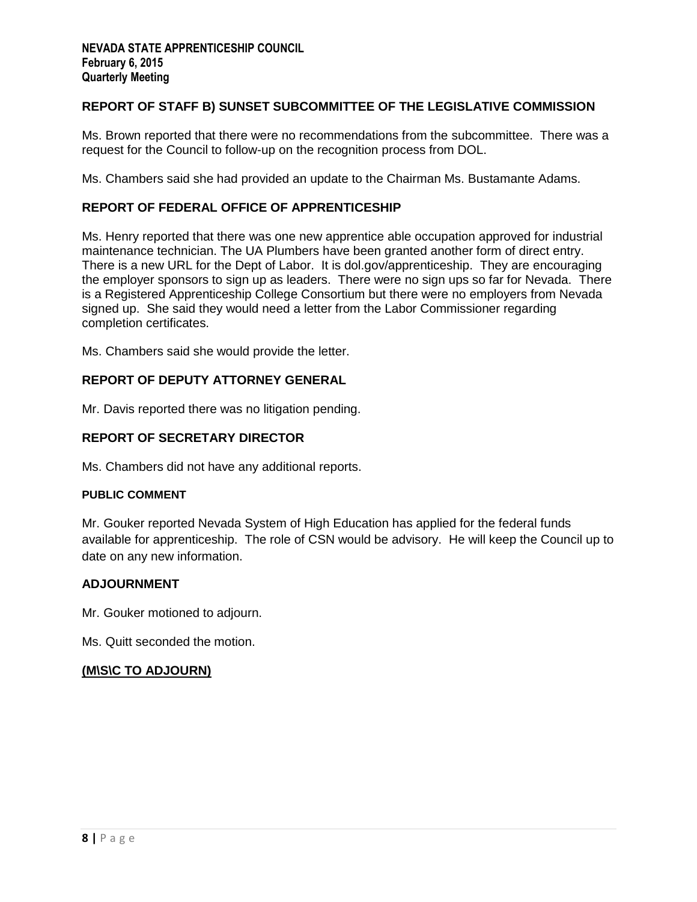## REPORT OF STAFF B) SUNSET SUBCOMMITTEE OF THE LEGISLATIVE COMMISSION

Ms. Brown reported that there were no recommendations from the subcommittee. There was a request for the Council to follow-up on the recognition process from DOL.

Ms. Chambers said she had provided an update to the Chairman Ms. Bustamante Adams.

## REPORT OF FEDERAL OFFICE OF APPRENTICESHIP

Ms. Henry reported that there was one new apprentice able occupation approved for industrial maintenance technician. The UA Plumbers have been granted another form of direct entry. There is a new URL for the Dept of Labor. It is dol.gov/apprenticeship. They are encouraging the employer sponsors to sign up as leaders. There were no sign ups so far for Nevada. There is a Registered Apprenticeship College Consortium but there were no employers from Nevada signed up. She said they would need a letter from the Labor Commissioner regarding completion certificates.

Ms. Chambers said she would provide the letter.

## REPORT OF DEPUTY ATTORNEY GENERAL

Mr. Davis reported there was no litigation pending.

## REPORT OF SECRETARY DIRECTOR

Ms. Chambers did not have any additional reports.

### PUBLIC COMMENT

Mr. Gouker reported Nevada System of High Education has applied for the federal funds available for apprenticeship. The role of CSN would be advisory. He will keep the Council up to date on any new information.

## ADJOURNMENT

Mr. Gouker motioned to adjourn.

Ms. Quitt seconded the motion.

**(M\S\C TO ADJOURN)**